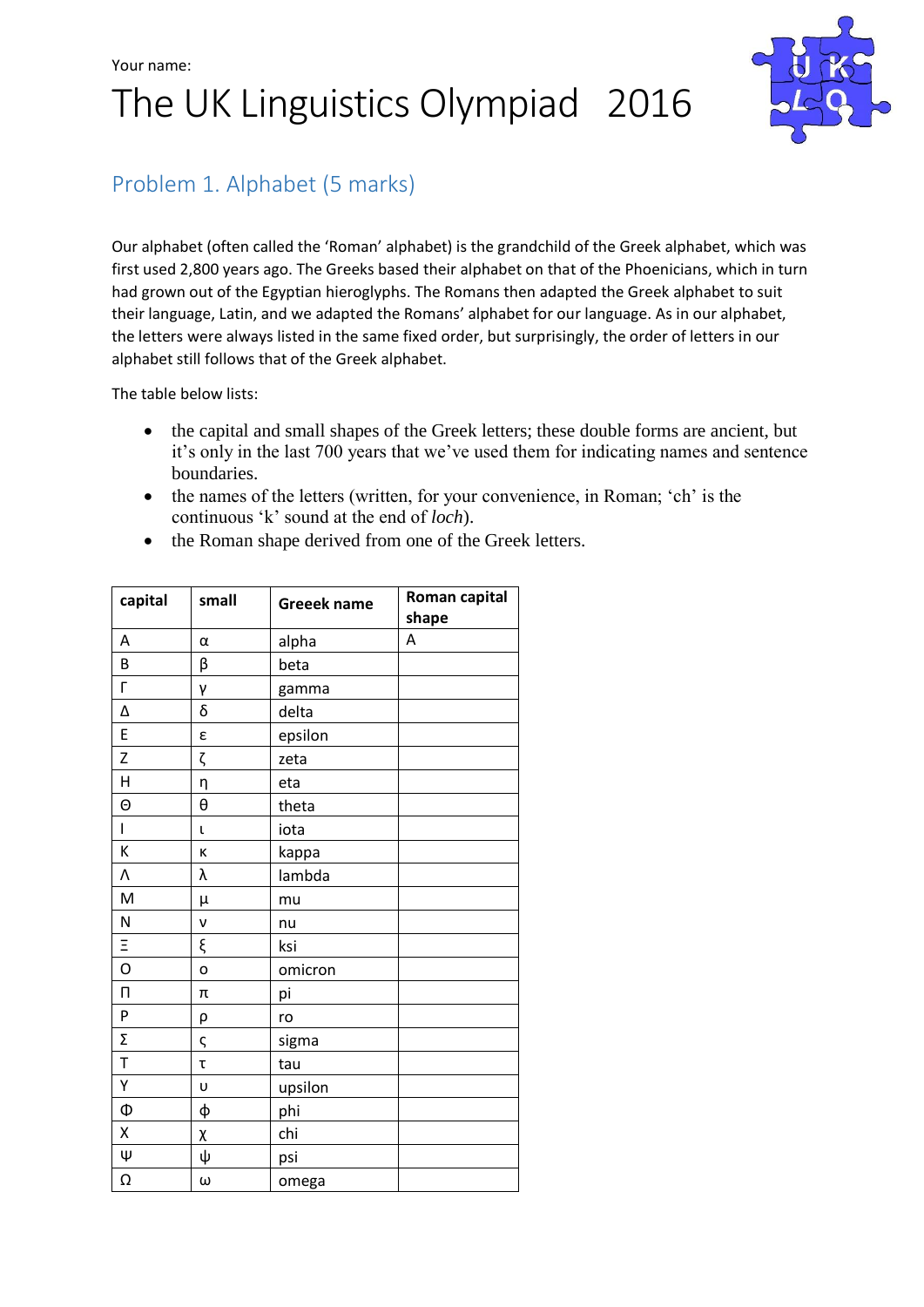Your name:

# The UK Linguistics Olympiad 2016

## Problem 1. Alphabet (5 marks)

Our alphabet (often called the 'Roman' alphabet) is the grandchild of the Greek alphabet, which was first used 2,800 years ago. The Greeks based their alphabet on that of the Phoenicians, which in turn had grown out of the Egyptian hieroglyphs. The Romans then adapted the Greek alphabet to suit their language, Latin, and we adapted the Romans' alphabet for our language. As in our alphabet, the letters were always listed in the same fixed order, but surprisingly, the order of letters in our alphabet still follows that of the Greek alphabet.

The table below lists:

- the capital and small shapes of the Greek letters; these double forms are ancient, but it's only in the last 700 years that we've used them for indicating names and sentence boundaries.
- the names of the letters (written, for your convenience, in Roman; 'ch' is the continuous 'k' sound at the end of *loch*).
- the Roman shape derived from one of the Greek letters.

| capital | small | Greeek name | Roman capital shape |
|---|---|---|---|
| Α | α | alpha | A |
| Β | β | beta | |
| Γ | γ | gamma | |
| Δ | δ | delta | |
| Ε | ε | epsilon | |
| Ζ | ζ | zeta | |
| Η | η | eta | |
| Θ | θ | theta | |
| Ι | ι | iota | |
| Κ | κ | kappa | |
| Λ | λ | lambda | |
| Μ | μ | mu | |
| Ν | ν | nu | |
| Ξ | ξ | ksi | |
| Ο | ο | omicron | |
| Π | π | pi | |
| Ρ | ρ | ro | |
| Σ | ς | sigma | |
| Τ | τ | tau | |
| Υ | υ | upsilon | |
| Φ | ϕ | phi | |
| Χ | χ | chi | |
| Ψ | ψ | psi | |
| Ω | ω | omega | |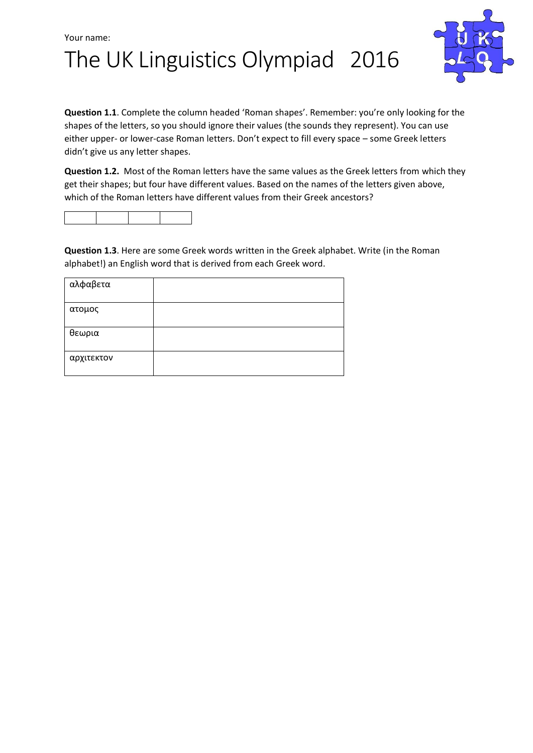Your name:

# The UK Linguistics Olympiad 2016

**Question 1.1**. Complete the column headed 'Roman shapes'. Remember: you're only looking for the shapes of the letters, so you should ignore their values (the sounds they represent). You can use either upper- or lower-case Roman letters. Don't expect to fill every space – some Greek letters didn't give us any letter shapes.

**Question 1.2.** Most of the Roman letters have the same values as the Greek letters from which they get their shapes; but four have different values. Based on the names of the letters given above, which of the Roman letters have different values from their Greek ancestors?

| | | | |
|---|---|---|---|

**Question 1.3**. Here are some Greek words written in the Greek alphabet. Write (in the Roman alphabet!) an English word that is derived from each Greek word.

| | |
|---|---|
| αλφαβετα | |
| ατομος | |
| θεωρια | |
| αρχιτεκτον | |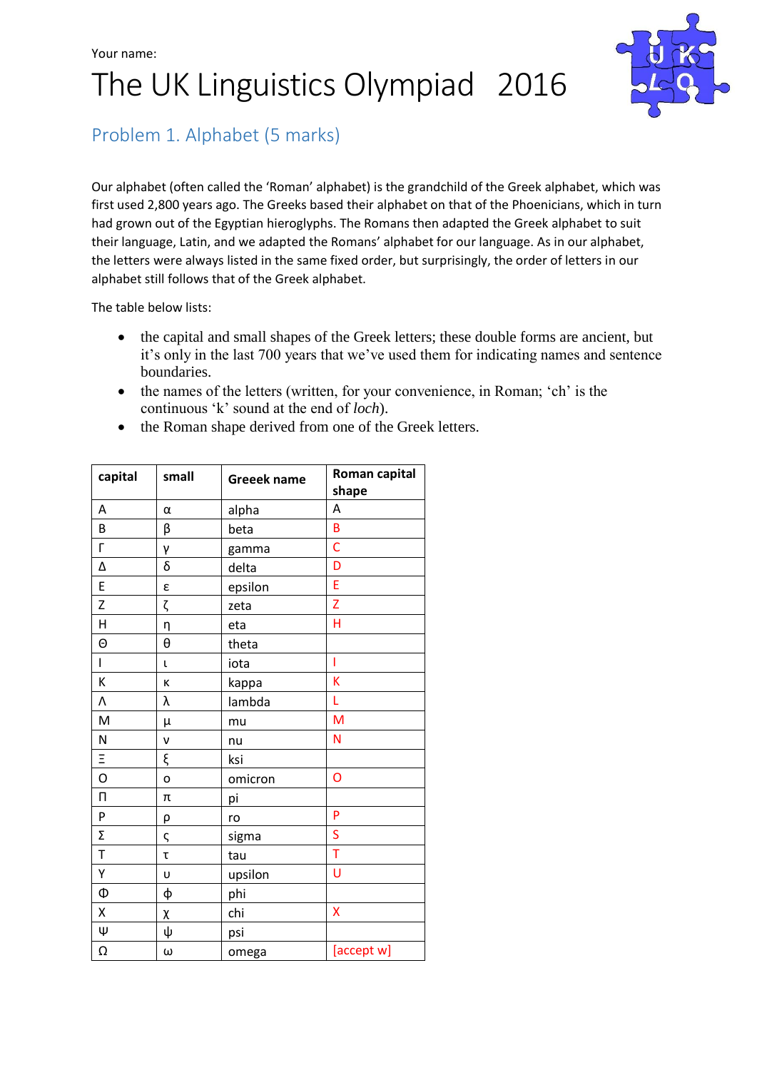Your name:

# The UK Linguistics Olympiad 2016

## Problem 1. Alphabet (5 marks)

Our alphabet (often called the 'Roman' alphabet) is the grandchild of the Greek alphabet, which was first used 2,800 years ago. The Greeks based their alphabet on that of the Phoenicians, which in turn had grown out of the Egyptian hieroglyphs. The Romans then adapted the Greek alphabet to suit their language, Latin, and we adapted the Romans' alphabet for our language. As in our alphabet, the letters were always listed in the same fixed order, but surprisingly, the order of letters in our alphabet still follows that of the Greek alphabet.

The table below lists:

- the capital and small shapes of the Greek letters; these double forms are ancient, but it's only in the last 700 years that we've used them for indicating names and sentence boundaries.
- the names of the letters (written, for your convenience, in Roman; 'ch' is the continuous 'k' sound at the end of *loch*).
- the Roman shape derived from one of the Greek letters.

| capital | small | Greeek name | Roman capital shape |
|---|---|---|---|
| Α | α | alpha | A |
| Β | β | beta | B |
| Γ | γ | gamma | C |
| Δ | δ | delta | D |
| Ε | ε | epsilon | E |
| Ζ | ζ | zeta | Z |
| Η | η | eta | H |
| Θ | θ | theta | |
| Ι | ι | iota | I |
| Κ | κ | kappa | K |
| Λ | λ | lambda | L |
| Μ | μ | mu | M |
| Ν | ν | nu | N |
| Ξ | ξ | ksi | |
| Ο | ο | omicron | O |
| Π | π | pi | |
| Ρ | ρ | ro | P |
| Σ | ς | sigma | S |
| Τ | τ | tau | T |
| Υ | υ | upsilon | U |
| Φ | ϕ | phi | |
| Χ | χ | chi | X |
| Ψ | ψ | psi | |
| Ω | ω | omega | [accept w] |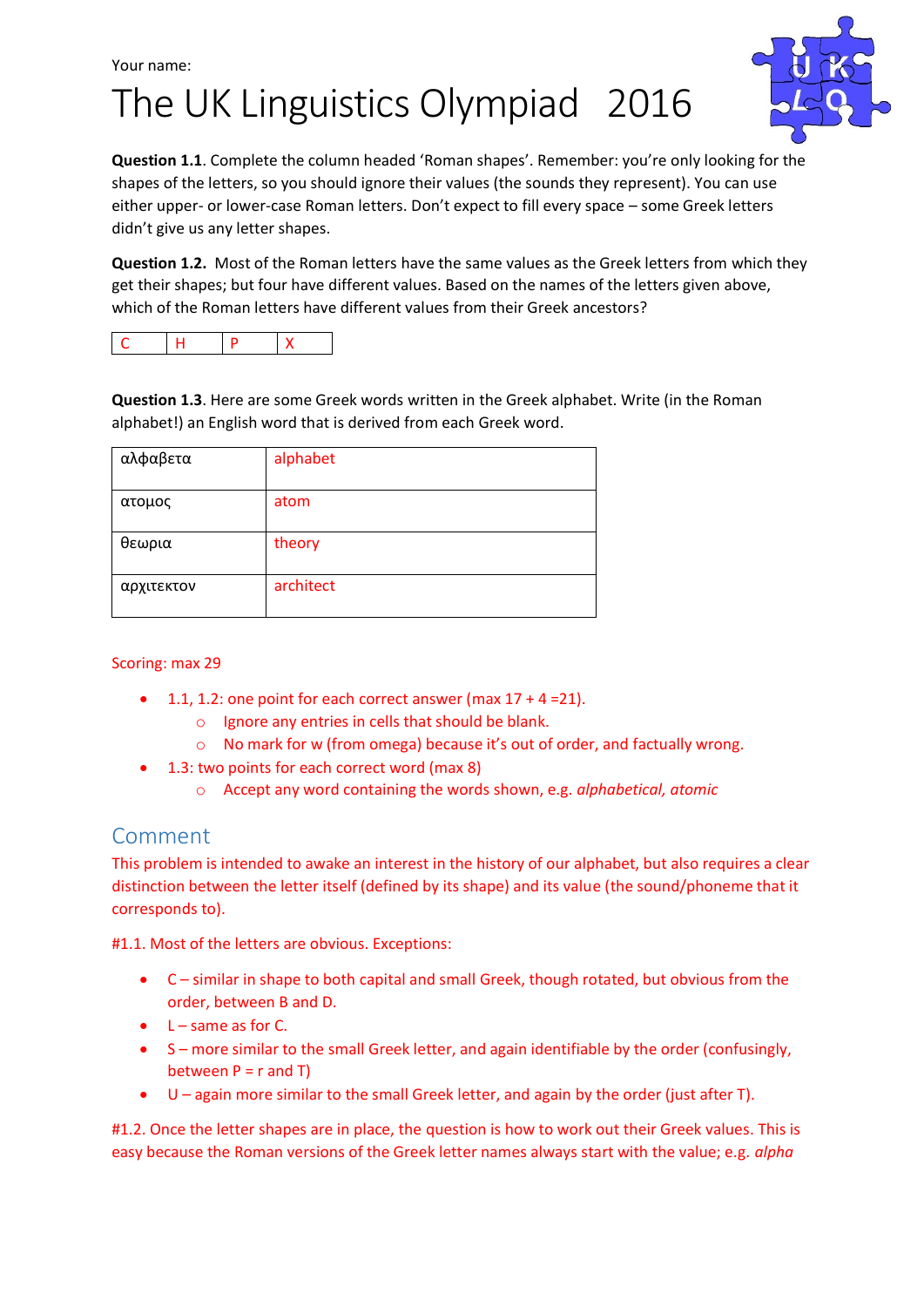Your name:

# The UK Linguistics Olympiad 2016

**Question 1.1**. Complete the column headed 'Roman shapes'. Remember: you're only looking for the shapes of the letters, so you should ignore their values (the sounds they represent). You can use either upper- or lower-case Roman letters. Don't expect to fill every space – some Greek letters didn't give us any letter shapes.

**Question 1.2.** Most of the Roman letters have the same values as the Greek letters from which they get their shapes; but four have different values. Based on the names of the letters given above, which of the Roman letters have different values from their Greek ancestors?

| C | H | P | X |
|---|---|---|---|

**Question 1.3**. Here are some Greek words written in the Greek alphabet. Write (in the Roman alphabet!) an English word that is derived from each Greek word.

| αλφαβετα | alphabet |
|---|---|
| ατομος | atom |
| θεωρια | theory |
| αρχιτεκτον | architect |

Scoring: max 29

- 1.1, 1.2: one point for each correct answer (max 17 + 4 =21).
  - Ignore any entries in cells that should be blank.
  - No mark for w (from omega) because it's out of order, and factually wrong.
- 1.3: two points for each correct word (max 8)
  - Accept any word containing the words shown, e.g. *alphabetical, atomic*

## Comment

This problem is intended to awake an interest in the history of our alphabet, but also requires a clear distinction between the letter itself (defined by its shape) and its value (the sound/phoneme that it corresponds to).

#1.1. Most of the letters are obvious. Exceptions:

- C – similar in shape to both capital and small Greek, though rotated, but obvious from the order, between B and D.
- L – same as for C.
- S – more similar to the small Greek letter, and again identifiable by the order (confusingly, between P = r and T)
- U – again more similar to the small Greek letter, and again by the order (just after T).

#1.2. Once the letter shapes are in place, the question is how to work out their Greek values. This is easy because the Roman versions of the Greek letter names always start with the value; e.g. *alpha*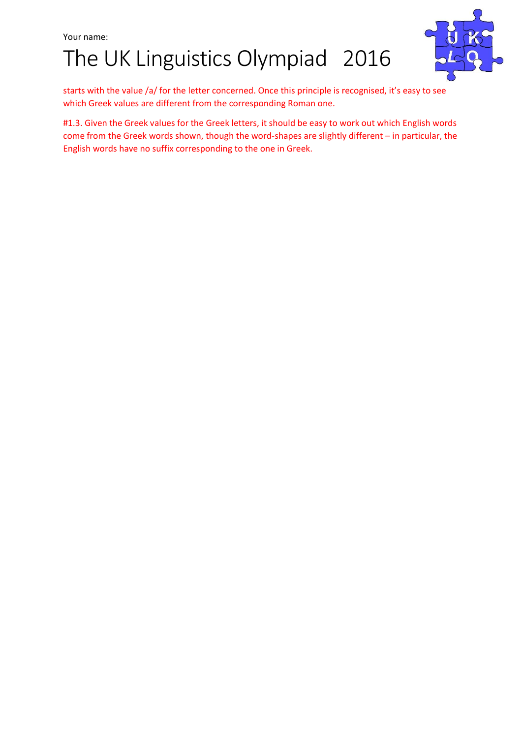starts with the value /a/ for the letter concerned. Once this principle is recognised, it's easy to see which Greek values are different from the corresponding Roman one.

#1.3. Given the Greek values for the Greek letters, it should be easy to work out which English words come from the Greek words shown, though the word-shapes are slightly different – in particular, the English words have no suffix corresponding to the one in Greek.